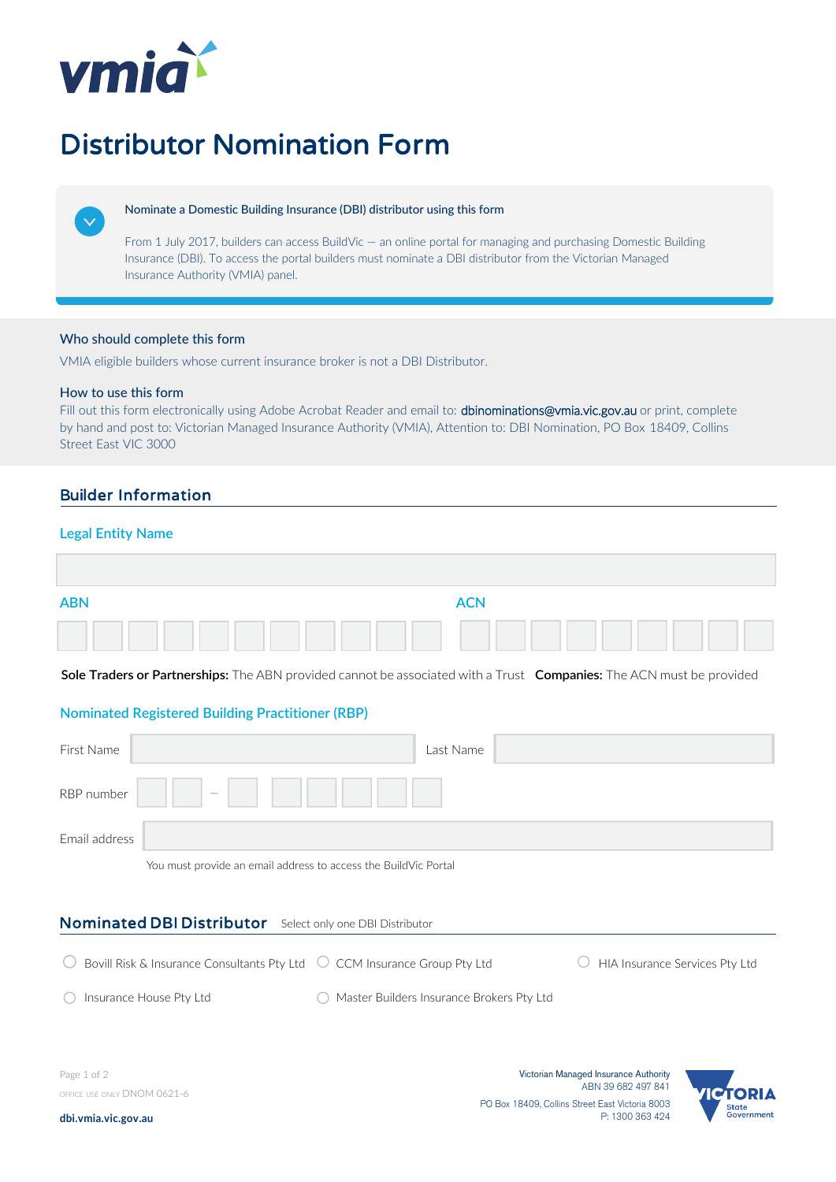vmia

# Distributor Nomination Form

**Nominate a Domestic Building Insurance (DBI) distributor using this form**

From 1 July 2017, builders can access BuildVic — an online portal for managing and purchasing Domestic Building Insurance (DBI). To access the portal builders must nominate a DBI distributor from the Victorian Managed Insurance Authority (VMIA) panel.

### Who should complete this form

VMIA eligible builders whose current insurance broker is not a DBI Distributor.

### How to use this form

Fill out this form electronically using Adobe Acrobat Reader and email to: dbinominations@vmia.vic.gov.au or print, complete by hand and post to: Victorian Managed Insurance Authority (VMIA), Attention to: DBI Nomination, PO Box 18409, Collins Street East VIC 3000

## Builder Information

### Legal Entity Name

ABN

ACN

**Sole Traders or Partnerships:** The ABN provided cannot be associated with a Trust **Companies:** The ACN must be provided

### Nominated Registered Building Practitioner (RBP)

First Name

Last Name

RBP number

Email address

You must provide an email address to access the BuildVic Portal

## Nominated DBI Distributor

Select only one DBI Distributor

- ○ Bovill Risk & Insurance Consultants Pty Ltd
- ○ CCM Insurance Group Pty Ltd
- ○ HIA Insurance Services Pty Ltd
- ○ Insurance House Pty Ltd
- ○ Master Builders Insurance Brokers Pty Ltd

OFFICE USE ONLY DNOM 0621-6

dbi.vmia.vic.gov.au

Victorian Managed Insurance Authority
ABN 39 682 497 841
PO Box 18409, Collins Street East Victoria 8003
P: 1300 363 424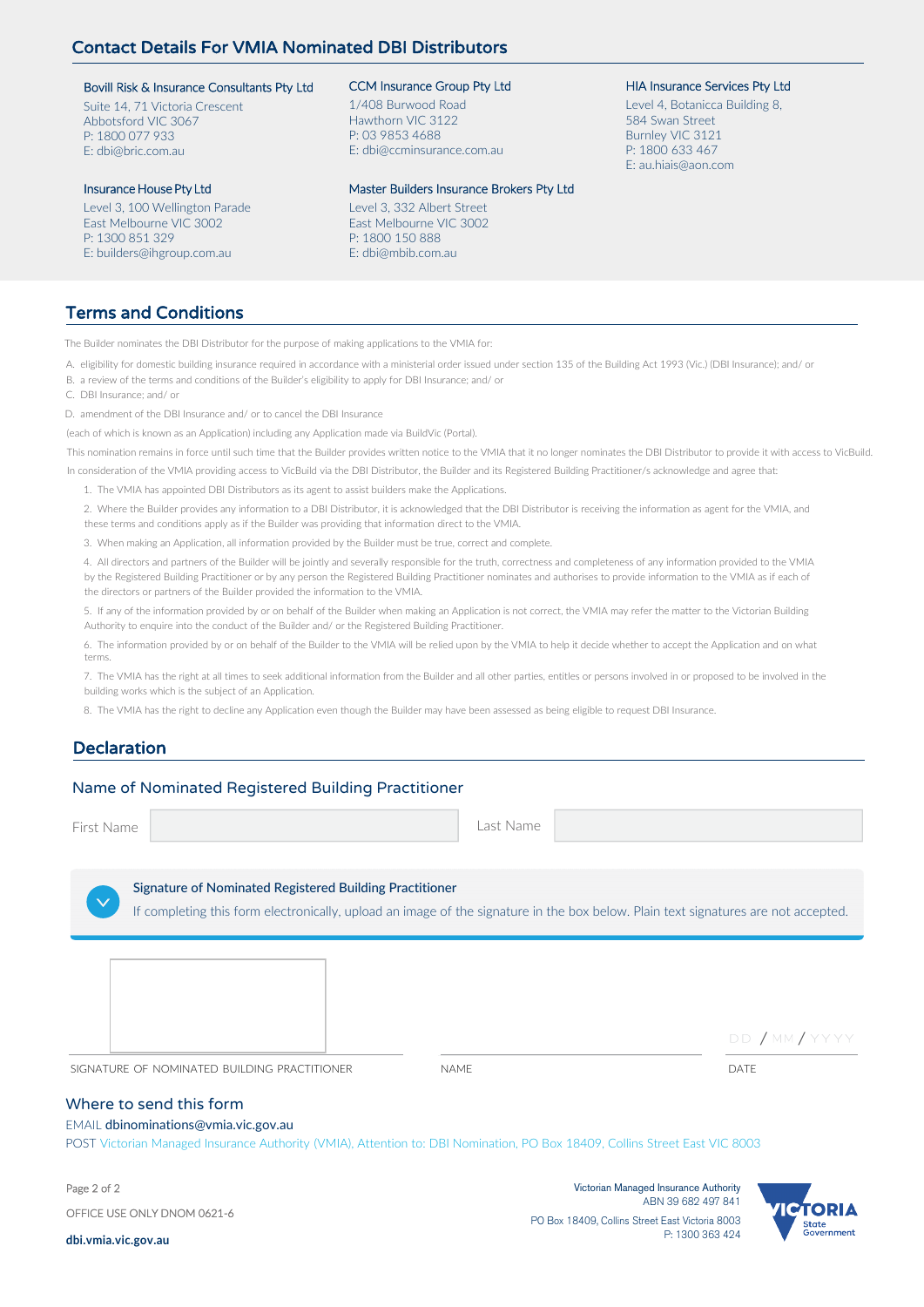## Contact Details For VMIA Nominated DBI Distributors

**Bovill Risk & Insurance Consultants Pty Ltd**
Suite 14, 71 Victoria Crescent
Abbotsford VIC 3067
P: 1800 077 933
E: dbi@bric.com.au

**CCM Insurance Group Pty Ltd**
1/408 Burwood Road
Hawthorn VIC 3122
P: 03 9853 4688
E: dbi@ccminsurance.com.au

**HIA Insurance Services Pty Ltd**
Level 4, Botanicca Building 8,
584 Swan Street
Burnley VIC 3121
P: 1800 633 467
E: au.hiais@aon.com

**Insurance House Pty Ltd**
Level 3, 100 Wellington Parade
East Melbourne VIC 3002
P: 1300 851 329
E: builders@ihgroup.com.au

**Master Builders Insurance Brokers Pty Ltd**
Level 3, 332 Albert Street
East Melbourne VIC 3002
P: 1800 150 888
E: dbi@mbib.com.au

## Terms and Conditions

The Builder nominates the DBI Distributor for the purpose of making applications to the VMIA for:

A. eligibility for domestic building insurance required in accordance with a ministerial order issued under section 135 of the Building Act 1993 (Vic.) (DBI Insurance); and/ or
B. a review of the terms and conditions of the Builder's eligibility to apply for DBI Insurance; and/ or
C. DBI Insurance; and/ or
D. amendment of the DBI Insurance and/ or to cancel the DBI Insurance

(each of which is known as an Application) including any Application made via BuildVic (Portal).

This nomination remains in force until such time that the Builder provides written notice to the VMIA that it no longer nominates the DBI Distributor to provide it with access to VicBuild.

In consideration of the VMIA providing access to VicBuild via the DBI Distributor, the Builder and its Registered Building Practitioner/s acknowledge and agree that:

1. The VMIA has appointed DBI Distributors as its agent to assist builders make the Applications.
2. Where the Builder provides any information to a DBI Distributor, it is acknowledged that the DBI Distributor is receiving the information as agent for the VMIA, and these terms and conditions apply as if the Builder was providing that information direct to the VMIA.
3. When making an Application, all information provided by the Builder must be true, correct and complete.
4. All directors and partners of the Builder will be jointly and severally responsible for the truth, correctness and completeness of any information provided to the VMIA by the Registered Building Practitioner or by any person the Registered Building Practitioner nominates and authorises to provide information to the VMIA as if each of the directors or partners of the Builder provided the information to the VMIA.
5. If any of the information provided by or on behalf of the Builder when making an Application is not correct, the VMIA may refer the matter to the Victorian Building Authority to enquire into the conduct of the Builder and/ or the Registered Building Practitioner.
6. The information provided by or on behalf of the Builder to the VMIA will be relied upon by the VMIA to help it decide whether to accept the Application and on what terms.
7. The VMIA has the right at all times to seek additional information from the Builder and all other parties, entitles or persons involved in or proposed to be involved in the building works which is the subject of an Application.
8. The VMIA has the right to decline any Application even though the Builder may have been assessed as being eligible to request DBI Insurance.

## Declaration

### Name of Nominated Registered Building Practitioner

First Name ______________________ Last Name ______________________

**Signature of Nominated Registered Building Practitioner**

If completing this form electronically, upload an image of the signature in the box below. Plain text signatures are not accepted.

| SIGNATURE OF NOMINATED BUILDING PRACTITIONER | NAME | DATE |
|---|---|---|
| | | DD / MM / YYYY |

### Where to send this form

EMAIL dbinominations@vmia.vic.gov.au

POST Victorian Managed Insurance Authority (VMIA), Attention to: DBI Nomination, PO Box 18409, Collins Street East VIC 8003

OFFICE USE ONLY DNOM 0621-6

dbi.vmia.vic.gov.au

Victorian Managed Insurance Authority
ABN 39 682 497 841
PO Box 18409, Collins Street East Victoria 8003
P: 1300 363 424